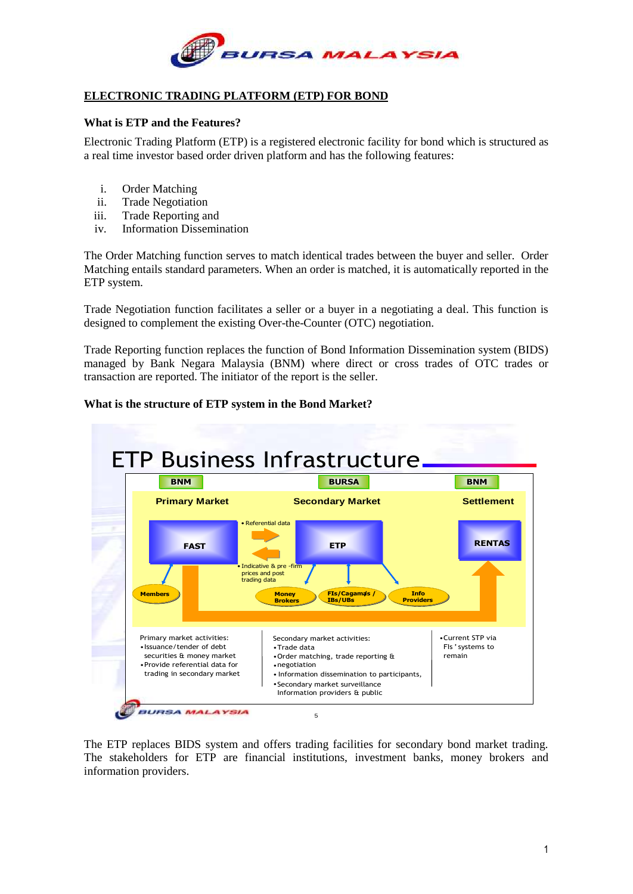# ELECTRONIC TRADING PLATFORM (ETP) FOR BOND

## What is ETP and the Features?

Electronic Trading Platform (ETP) is a registered electronic facility for bond which is structured as a real time investor based order driven platform and has the following features:

i. Order Matching
ii. Trade Negotiation
iii. Trade Reporting and
iv. Information Dissemination

The Order Matching function serves to match identical trades between the buyer and seller. Order Matching entails standard parameters. When an order is matched, it is automatically reported in the ETP system.

Trade Negotiation function facilitates a seller or a buyer in a negotiating a deal. This function is designed to complement the existing Over-the-Counter (OTC) negotiation.

Trade Reporting function replaces the function of Bond Information Dissemination system (BIDS) managed by Bank Negara Malaysia (BNM) where direct or cross trades of OTC trades or transaction are reported. The initiator of the report is the seller.

## What is the structure of ETP system in the Bond Market?

ETP Business Infrastructure

| BNM | BURSA | BNM |
|---|---|---|
| Primary Market | Secondary Market | Settlement |
| FAST | ETP | RENTAS |

- Referential data
- Indicative & pre -firm prices and post trading data

Members — Money Brokers — FIs/Cagamas / IBs/UBs — Info Providers

| Primary market activities: | Secondary market activities: | •Current STP via FIs' systems to remain |
|---|---|---|
| •Issuance/tender of debt securities & money market<br>•Provide referential data for trading in secondary market | •Trade data<br>•Order matching, trade reporting &<br>•negotiation<br>•Information dissemination to participants,<br>•Secondary market surveillance Information providers & public | |

The ETP replaces BIDS system and offers trading facilities for secondary bond market trading. The stakeholders for ETP are financial institutions, investment banks, money brokers and information providers.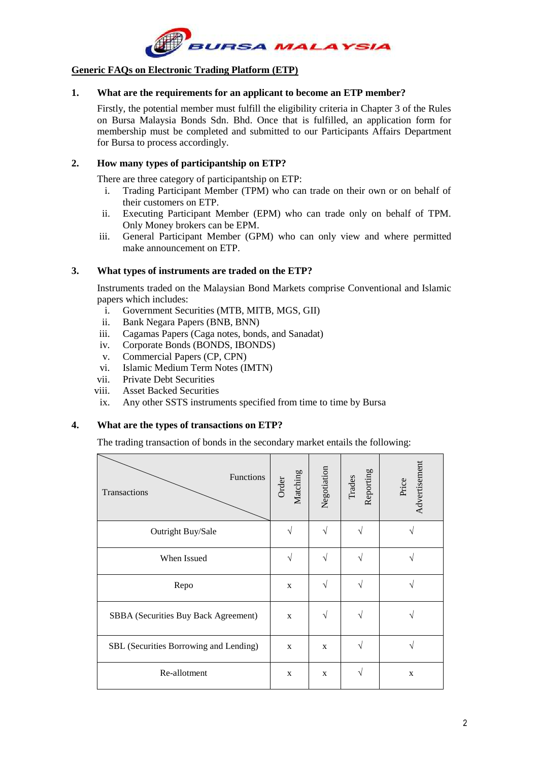## Generic FAQs on Electronic Trading Platform (ETP)

**1. What are the requirements for an applicant to become an ETP member?**

Firstly, the potential member must fulfill the eligibility criteria in Chapter 3 of the Rules on Bursa Malaysia Bonds Sdn. Bhd. Once that is fulfilled, an application form for membership must be completed and submitted to our Participants Affairs Department for Bursa to process accordingly.

**2. How many types of participantship on ETP?**

There are three category of participantship on ETP:

- i. Trading Participant Member (TPM) who can trade on their own or on behalf of their customers on ETP.
- ii. Executing Participant Member (EPM) who can trade only on behalf of TPM. Only Money brokers can be EPM.
- iii. General Participant Member (GPM) who can only view and where permitted make announcement on ETP.

**3. What types of instruments are traded on the ETP?**

Instruments traded on the Malaysian Bond Markets comprise Conventional and Islamic papers which includes:

- i. Government Securities (MTB, MITB, MGS, GII)
- ii. Bank Negara Papers (BNB, BNN)
- iii. Cagamas Papers (Caga notes, bonds, and Sanadat)
- iv. Corporate Bonds (BONDS, IBONDS)
- v. Commercial Papers (CP, CPN)
- vi. Islamic Medium Term Notes (IMTN)
- vii. Private Debt Securities
- viii. Asset Backed Securities
- ix. Any other SSTS instruments specified from time to time by Bursa

**4. What are the types of transactions on ETP?**

The trading transaction of bonds in the secondary market entails the following:

| Transactions \ Functions | Order Matching | Negotiation | Trades Reporting | Price Advertisement |
|---|---|---|---|---|
| Outright Buy/Sale | √ | √ | √ | √ |
| When Issued | √ | √ | √ | √ |
| Repo | x | √ | √ | √ |
| SBBA (Securities Buy Back Agreement) | x | √ | √ | √ |
| SBL (Securities Borrowing and Lending) | x | x | √ | √ |
| Re-allotment | x | x | √ | x |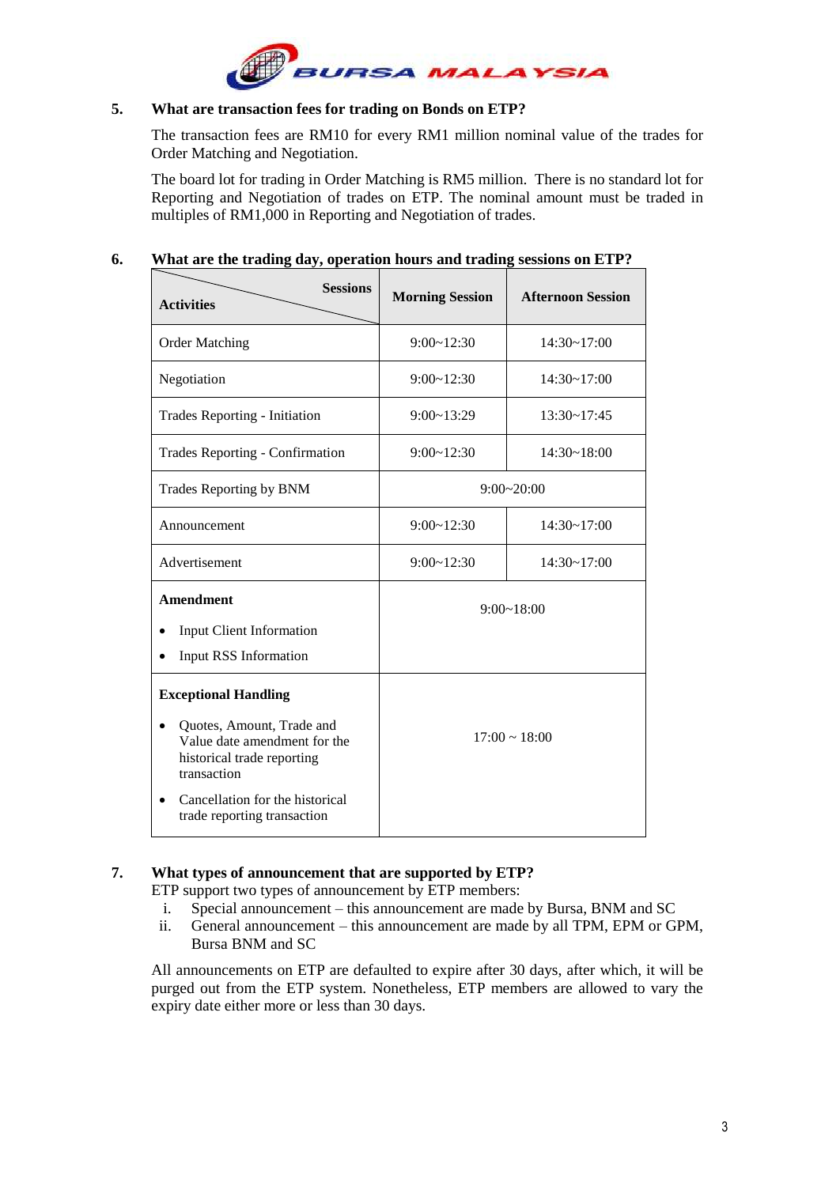**5. What are transaction fees for trading on Bonds on ETP?**

The transaction fees are RM10 for every RM1 million nominal value of the trades for Order Matching and Negotiation.

The board lot for trading in Order Matching is RM5 million. There is no standard lot for Reporting and Negotiation of trades on ETP. The nominal amount must be traded in multiples of RM1,000 in Reporting and Negotiation of trades.

**6. What are the trading day, operation hours and trading sessions on ETP?**

| Activities / Sessions | Morning Session | Afternoon Session |
|---|---|---|
| Order Matching | 9:00~12:30 | 14:30~17:00 |
| Negotiation | 9:00~12:30 | 14:30~17:00 |
| Trades Reporting - Initiation | 9:00~13:29 | 13:30~17:45 |
| Trades Reporting - Confirmation | 9:00~12:30 | 14:30~18:00 |
| Trades Reporting by BNM | 9:00~20:00 | |
| Announcement | 9:00~12:30 | 14:30~17:00 |
| Advertisement | 9:00~12:30 | 14:30~17:00 |
| **Amendment**<br>• Input Client Information<br>• Input RSS Information | 9:00~18:00 | |
| **Exceptional Handling**<br>• Quotes, Amount, Trade and Value date amendment for the historical trade reporting transaction<br>• Cancellation for the historical trade reporting transaction | 17:00 ~ 18:00 | |

**7. What types of announcement that are supported by ETP?**

ETP support two types of announcement by ETP members:

i. Special announcement – this announcement are made by Bursa, BNM and SC
ii. General announcement – this announcement are made by all TPM, EPM or GPM, Bursa BNM and SC

All announcements on ETP are defaulted to expire after 30 days, after which, it will be purged out from the ETP system. Nonetheless, ETP members are allowed to vary the expiry date either more or less than 30 days.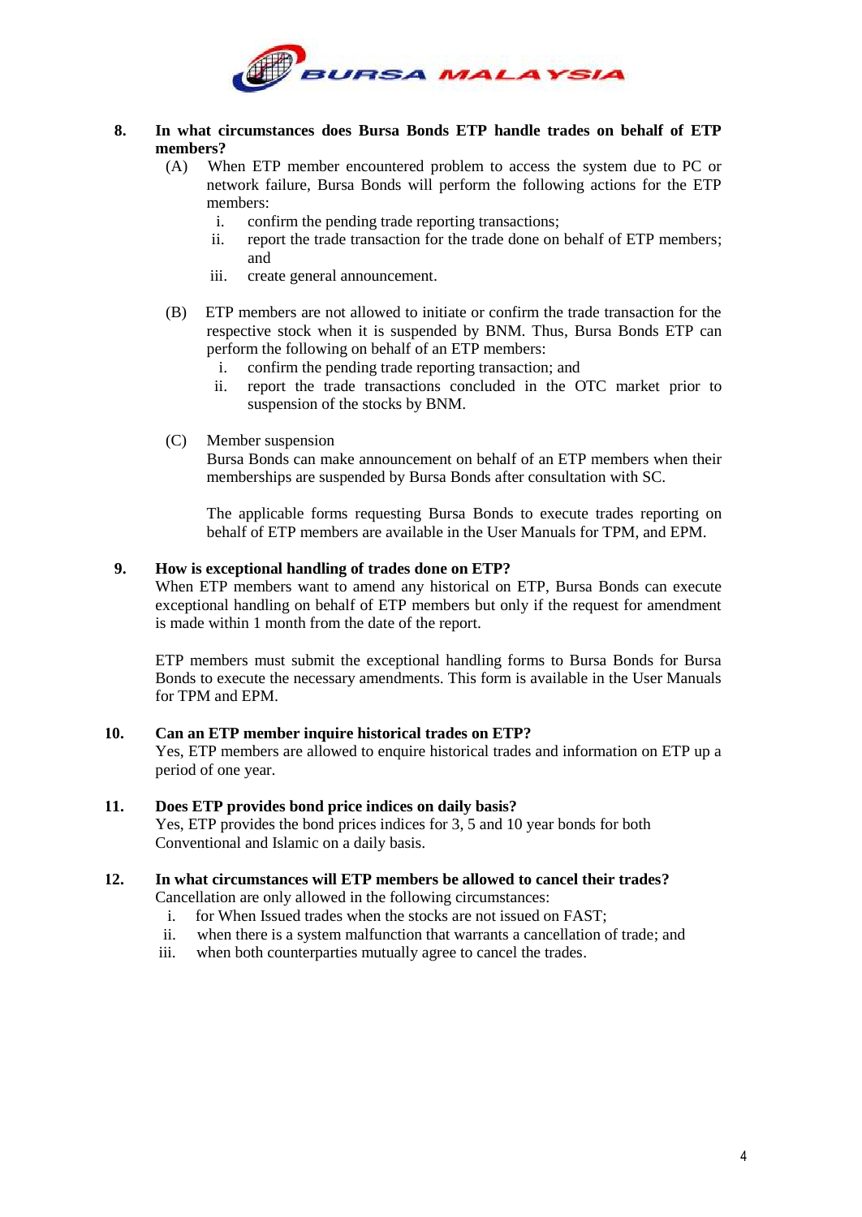**8. In what circumstances does Bursa Bonds ETP handle trades on behalf of ETP members?**

(A) When ETP member encountered problem to access the system due to PC or network failure, Bursa Bonds will perform the following actions for the ETP members:

i. confirm the pending trade reporting transactions;
ii. report the trade transaction for the trade done on behalf of ETP members; and
iii. create general announcement.

(B) ETP members are not allowed to initiate or confirm the trade transaction for the respective stock when it is suspended by BNM. Thus, Bursa Bonds ETP can perform the following on behalf of an ETP members:

i. confirm the pending trade reporting transaction; and
ii. report the trade transactions concluded in the OTC market prior to suspension of the stocks by BNM.

(C) Member suspension
Bursa Bonds can make announcement on behalf of an ETP members when their memberships are suspended by Bursa Bonds after consultation with SC.

The applicable forms requesting Bursa Bonds to execute trades reporting on behalf of ETP members are available in the User Manuals for TPM, and EPM.

**9. How is exceptional handling of trades done on ETP?**

When ETP members want to amend any historical on ETP, Bursa Bonds can execute exceptional handling on behalf of ETP members but only if the request for amendment is made within 1 month from the date of the report.

ETP members must submit the exceptional handling forms to Bursa Bonds for Bursa Bonds to execute the necessary amendments. This form is available in the User Manuals for TPM and EPM.

**10. Can an ETP member inquire historical trades on ETP?**

Yes, ETP members are allowed to enquire historical trades and information on ETP up a period of one year.

**11. Does ETP provides bond price indices on daily basis?**

Yes, ETP provides the bond prices indices for 3, 5 and 10 year bonds for both Conventional and Islamic on a daily basis.

**12. In what circumstances will ETP members be allowed to cancel their trades?**

Cancellation are only allowed in the following circumstances:

i. for When Issued trades when the stocks are not issued on FAST;
ii. when there is a system malfunction that warrants a cancellation of trade; and
iii. when both counterparties mutually agree to cancel the trades.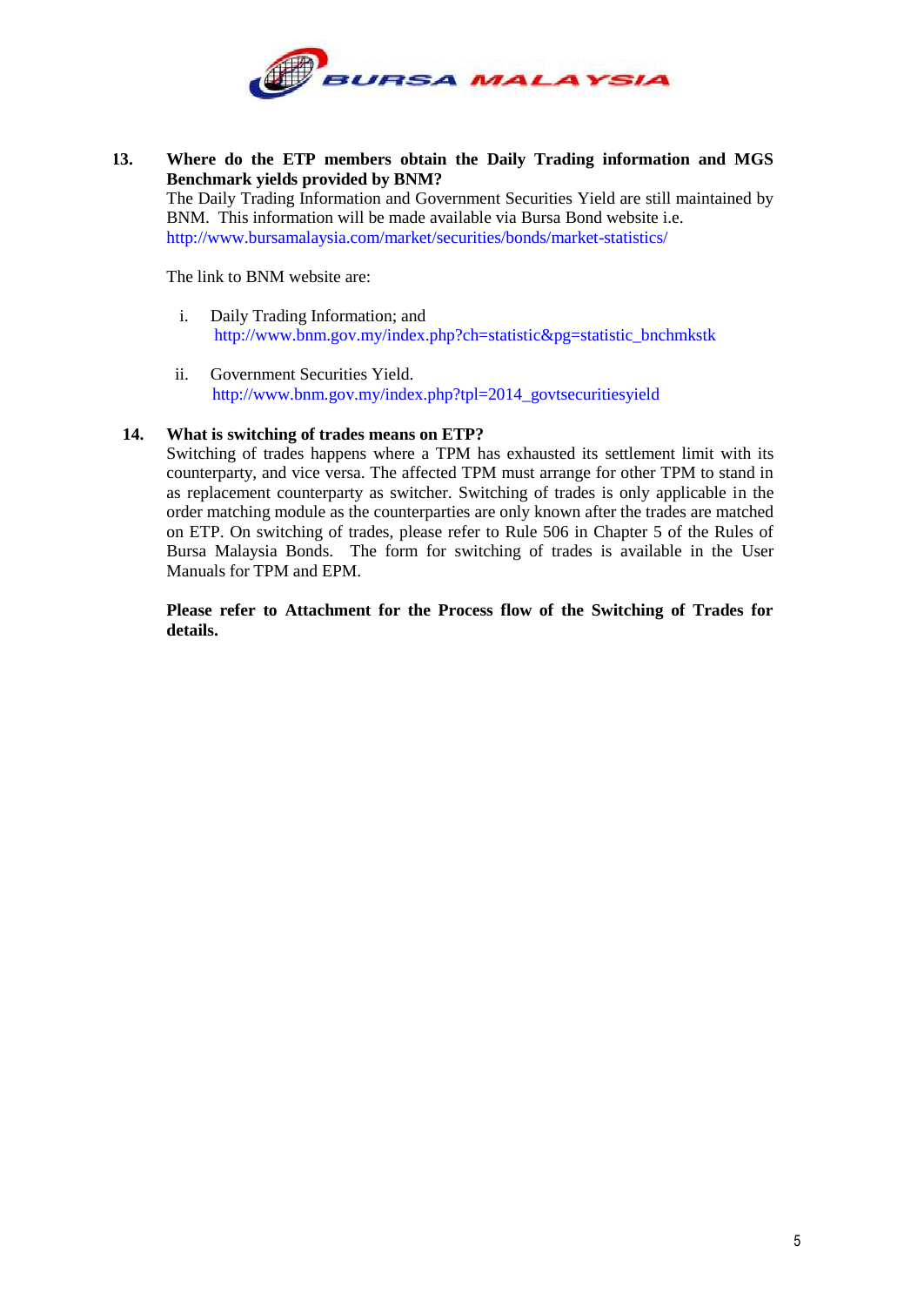**13. Where do the ETP members obtain the Daily Trading information and MGS Benchmark yields provided by BNM?**

The Daily Trading Information and Government Securities Yield are still maintained by BNM. This information will be made available via Bursa Bond website i.e. http://www.bursamalaysia.com/market/securities/bonds/market-statistics/

The link to BNM website are:

i. Daily Trading Information; and
http://www.bnm.gov.my/index.php?ch=statistic&pg=statistic_bnchmkstk

ii. Government Securities Yield.
http://www.bnm.gov.my/index.php?tpl=2014_govtsecuritiesyield

**14. What is switching of trades means on ETP?**

Switching of trades happens where a TPM has exhausted its settlement limit with its counterparty, and vice versa. The affected TPM must arrange for other TPM to stand in as replacement counterparty as switcher. Switching of trades is only applicable in the order matching module as the counterparties are only known after the trades are matched on ETP. On switching of trades, please refer to Rule 506 in Chapter 5 of the Rules of Bursa Malaysia Bonds. The form for switching of trades is available in the User Manuals for TPM and EPM.

**Please refer to Attachment for the Process flow of the Switching of Trades for details.**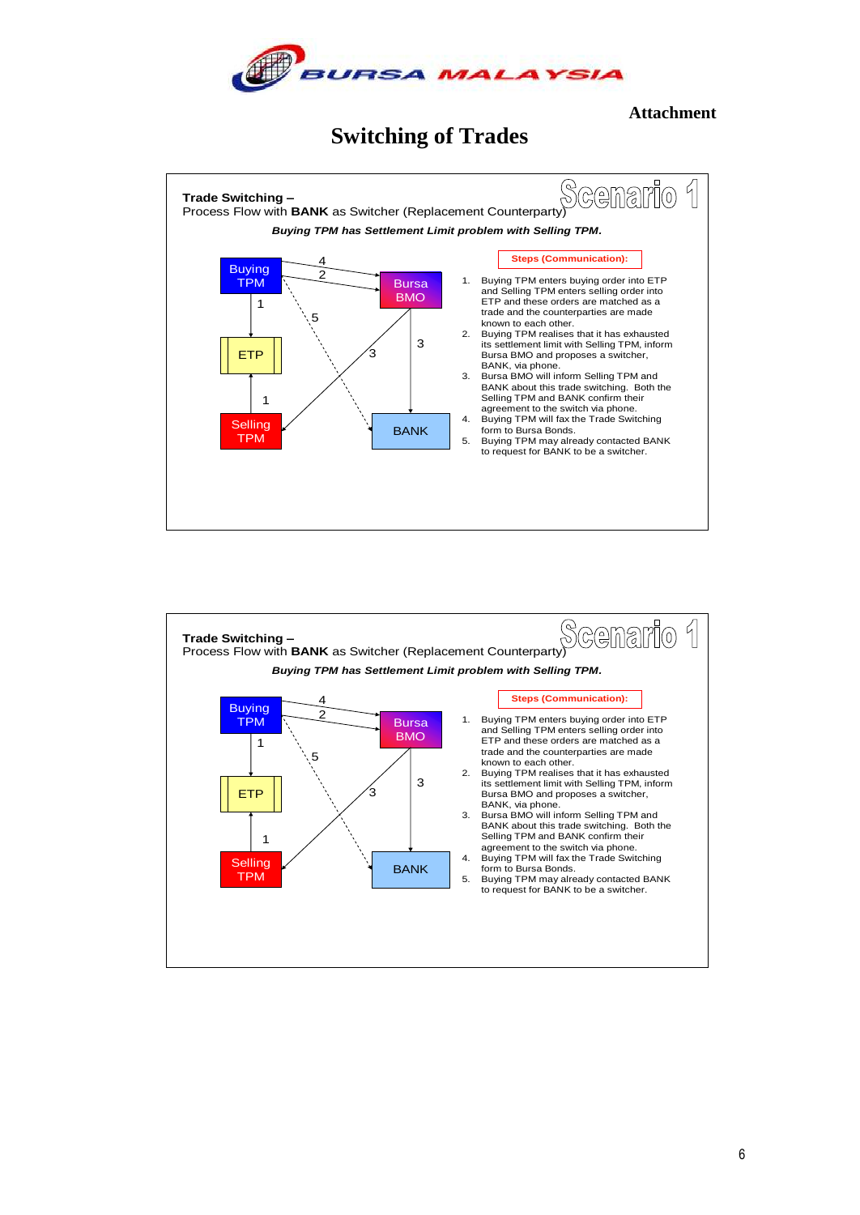Attachment

# Switching of Trades

**Trade Switching –**
Process Flow with **BANK** as Switcher (Replacement Counterparty)

Scenario 1

***Buying TPM has Settlement Limit problem with Selling TPM.***

Buying TPM | Bursa BMO | ETP | Selling TPM | BANK

**Steps (Communication):**

1. Buying TPM enters buying order into ETP and Selling TPM enters selling order into ETP and these orders are matched as a trade and the counterparties are made known to each other.
2. Buying TPM realises that it has exhausted its settlement limit with Selling TPM, inform Bursa BMO and proposes a switcher, BANK, via phone.
3. Bursa BMO will inform Selling TPM and BANK about this trade switching. Both the Selling TPM and BANK confirm their agreement to the switch via phone.
4. Buying TPM will fax the Trade Switching form to Bursa Bonds.
5. Buying TPM may already contacted BANK to request for BANK to be a switcher.

**Trade Switching –**
Process Flow with **BANK** as Switcher (Replacement Counterparty)

Scenario 1

***Buying TPM has Settlement Limit problem with Selling TPM.***

Buying TPM | Bursa BMO | ETP | Selling TPM | BANK

**Steps (Communication):**

1. Buying TPM enters buying order into ETP and Selling TPM enters selling order into ETP and these orders are matched as a trade and the counterparties are made known to each other.
2. Buying TPM realises that it has exhausted its settlement limit with Selling TPM, inform Bursa BMO and proposes a switcher, BANK, via phone.
3. Bursa BMO will inform Selling TPM and BANK about this trade switching. Both the Selling TPM and BANK confirm their agreement to the switch via phone.
4. Buying TPM will fax the Trade Switching form to Bursa Bonds.
5. Buying TPM may already contacted BANK to request for BANK to be a switcher.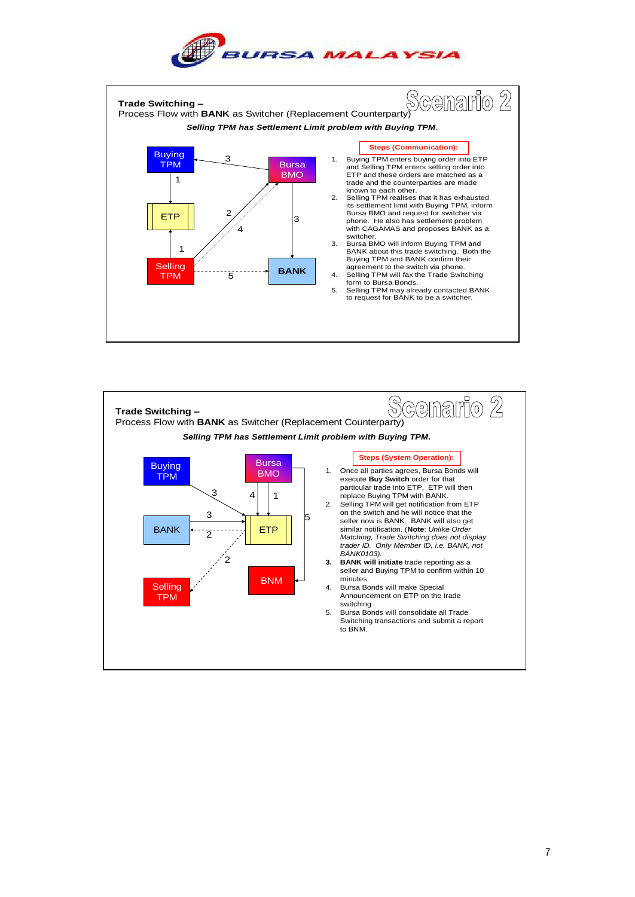**Trade Switching –**
Process Flow with **BANK** as Switcher (Replacement Counterparty)

Scenario 2

***Selling TPM has Settlement Limit problem with Buying TPM**.*

Buying TPM — 3 — Bursa BMO
1 | ETP | 2 | 4 | 3
1 | Selling TPM — 5 — BANK

**Steps (Communication):**

1. Buying TPM enters buying order into ETP and Selling TPM enters selling order into ETP and these orders are matched as a trade and the counterparties are made known to each other.
2. Selling TPM realises that it has exhausted its settlement limit with Buying TPM, inform Bursa BMO and request for switcher via phone. He also has settlement problem with CAGAMAS and proposes BANK as a switcher.
3. Bursa BMO will inform Buying TPM and BANK about this trade switching. Both the Buying TPM and BANK confirm their agreement to the switch via phone.
4. Selling TPM will fax the Trade Switching form to Bursa Bonds.
5. Selling TPM may already contacted BANK to request for BANK to be a switcher.

---

**Trade Switching –**
Process Flow with **BANK** as Switcher (Replacement Counterparty)

Scenario 2

***Selling TPM has Settlement Limit problem with Buying TPM.***

Buying TPM | Bursa BMO
3 | 4 | 1 | 5
BANK — 3 — 2 — ETP
2
Selling TPM | BNM

**Steps (System Operation):**

1. Once all parties agrees, Bursa Bonds will execute **Buy Switch** order for that particular trade into ETP. ETP will then replace Buying TPM with BANK.
2. Selling TPM will get notification from ETP on the switch and he will notice that the seller now is BANK. BANK will also get similar notification. (**Note**: *Unlike Order Matching, Trade Switching does not display trader ID. Only Member ID, i.e. BANK, not BANK0103).*
3. **BANK will initiate** trade reporting as a seller and Buying TPM to confirm within 10 minutes.
4. Bursa Bonds will make Special Announcement on ETP on the trade switching
5. Bursa Bonds will consolidate all Trade Switching transactions and submit a report to BNM.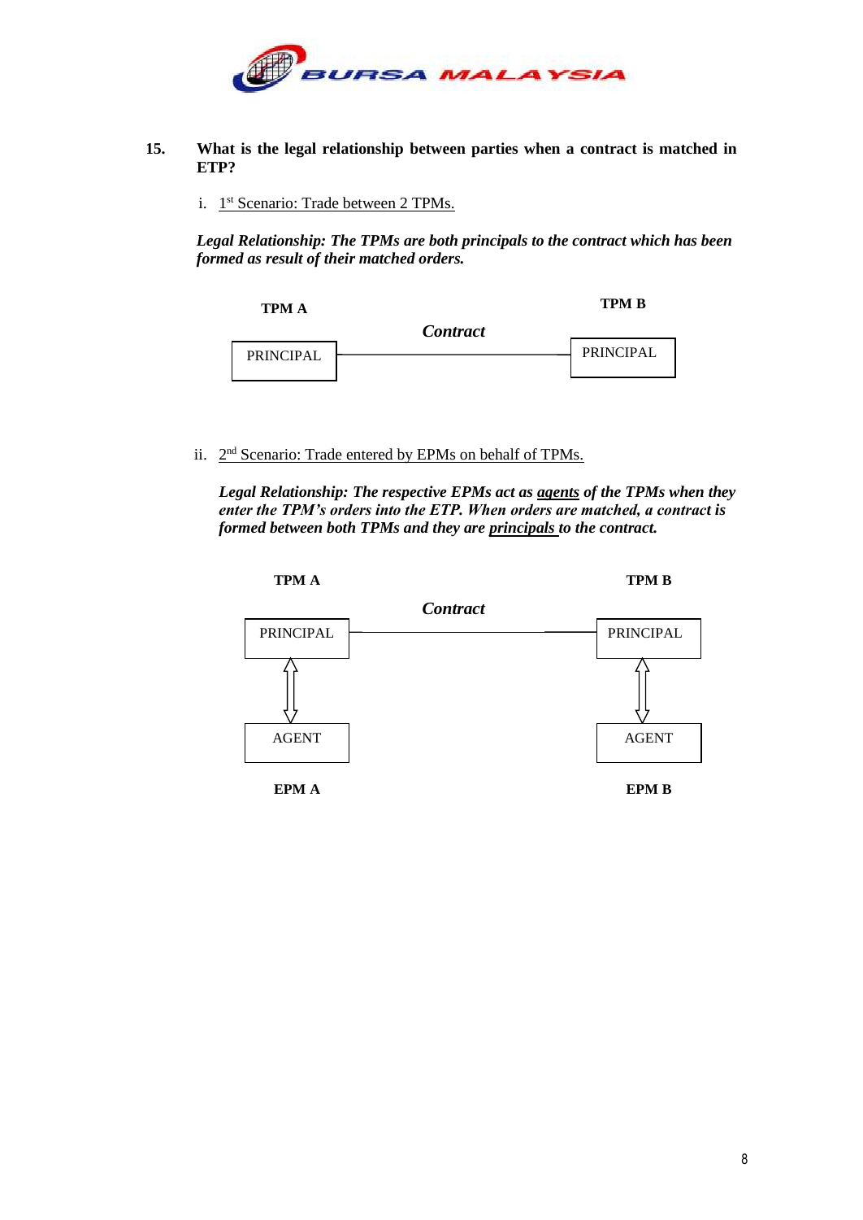**15. What is the legal relationship between parties when a contract is matched in ETP?**

i. 1st Scenario: Trade between 2 TPMs.

***Legal Relationship: The TPMs are both principals to the contract which has been formed as result of their matched orders.***

**TPM A** — PRINCIPAL —— *Contract* —— PRINCIPAL — **TPM B**

ii. 2nd Scenario: Trade entered by EPMs on behalf of TPMs.

***Legal Relationship: The respective EPMs act as <u>agents</u> of the TPMs when they enter the TPM's orders into the ETP. When orders are matched, a contract is formed between both TPMs and they are <u>principals</u> to the contract.***

**TPM A** — PRINCIPAL —— *Contract* —— PRINCIPAL — **TPM B**

PRINCIPAL ⇕ AGENT (**EPM A**) PRINCIPAL ⇕ AGENT (**EPM B**)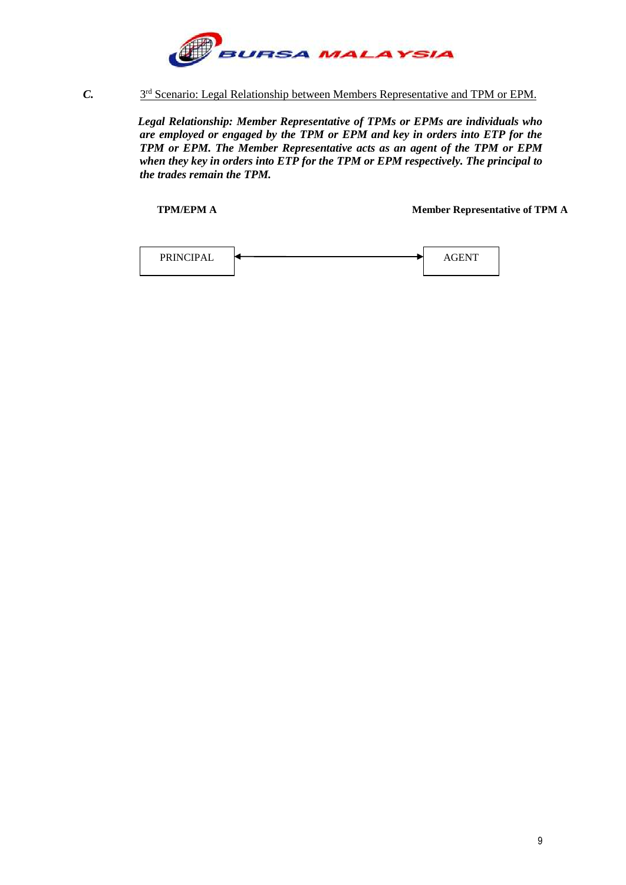***C.*** 3rd Scenario: Legal Relationship between Members Representative and TPM or EPM.

***Legal Relationship: Member Representative of TPMs or EPMs are individuals who are employed or engaged by the TPM or EPM and key in orders into ETP for the TPM or EPM. The Member Representative acts as an agent of the TPM or EPM when they key in orders into ETP for the TPM or EPM respectively. The principal to the trades remain the TPM.***

**TPM/EPM A**

**Member Representative of TPM A**

PRINCIPAL

AGENT